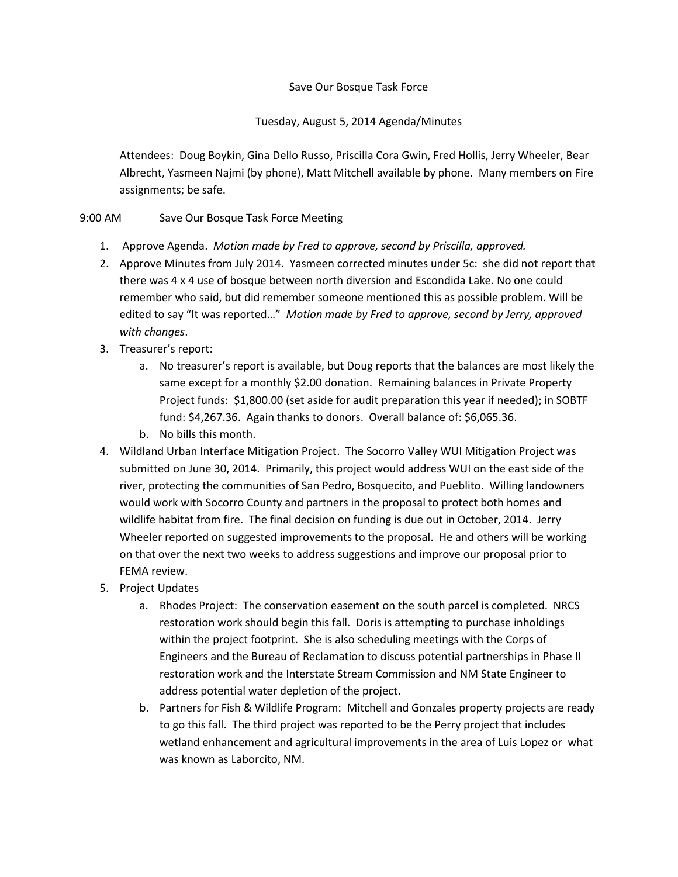Save Our Bosque Task Force

Tuesday, August 5, 2014 Agenda/Minutes

Attendees: Doug Boykin, Gina Dello Russo, Priscilla Cora Gwin, Fred Hollis, Jerry Wheeler, Bear Albrecht, Yasmeen Najmi (by phone), Matt Mitchell available by phone. Many members on Fire assignments; be safe.

9:00 AM Save Our Bosque Task Force Meeting

1. Approve Agenda. *Motion made by Fred to approve, second by Priscilla, approved.*
2. Approve Minutes from July 2014. Yasmeen corrected minutes under 5c: she did not report that there was 4 x 4 use of bosque between north diversion and Escondida Lake. No one could remember who said, but did remember someone mentioned this as possible problem. Will be edited to say "It was reported…" *Motion made by Fred to approve, second by Jerry, approved with changes*.
3. Treasurer's report:
   a. No treasurer's report is available, but Doug reports that the balances are most likely the same except for a monthly $2.00 donation. Remaining balances in Private Property Project funds: $1,800.00 (set aside for audit preparation this year if needed); in SOBTF fund: $4,267.36. Again thanks to donors. Overall balance of: $6,065.36.
   b. No bills this month.
4. Wildland Urban Interface Mitigation Project. The Socorro Valley WUI Mitigation Project was submitted on June 30, 2014. Primarily, this project would address WUI on the east side of the river, protecting the communities of San Pedro, Bosquecito, and Pueblito. Willing landowners would work with Socorro County and partners in the proposal to protect both homes and wildlife habitat from fire. The final decision on funding is due out in October, 2014. Jerry Wheeler reported on suggested improvements to the proposal. He and others will be working on that over the next two weeks to address suggestions and improve our proposal prior to FEMA review.
5. Project Updates
   a. Rhodes Project: The conservation easement on the south parcel is completed. NRCS restoration work should begin this fall. Doris is attempting to purchase inholdings within the project footprint. She is also scheduling meetings with the Corps of Engineers and the Bureau of Reclamation to discuss potential partnerships in Phase II restoration work and the Interstate Stream Commission and NM State Engineer to address potential water depletion of the project.
   b. Partners for Fish & Wildlife Program: Mitchell and Gonzales property projects are ready to go this fall. The third project was reported to be the Perry project that includes wetland enhancement and agricultural improvements in the area of Luis Lopez or what was known as Laborcito, NM.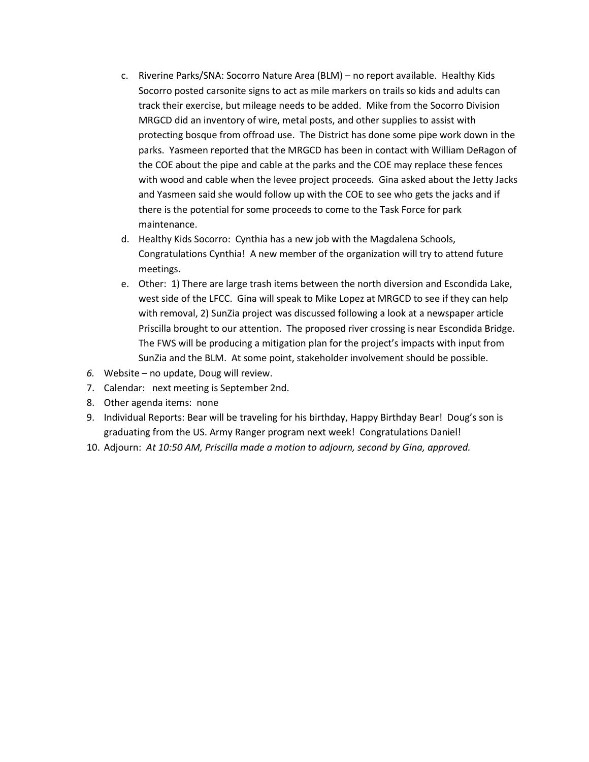c. Riverine Parks/SNA: Socorro Nature Area (BLM) – no report available. Healthy Kids Socorro posted carsonite signs to act as mile markers on trails so kids and adults can track their exercise, but mileage needs to be added. Mike from the Socorro Division MRGCD did an inventory of wire, metal posts, and other supplies to assist with protecting bosque from offroad use. The District has done some pipe work down in the parks. Yasmeen reported that the MRGCD has been in contact with William DeRagon of the COE about the pipe and cable at the parks and the COE may replace these fences with wood and cable when the levee project proceeds. Gina asked about the Jetty Jacks and Yasmeen said she would follow up with the COE to see who gets the jacks and if there is the potential for some proceeds to come to the Task Force for park maintenance.
   d. Healthy Kids Socorro: Cynthia has a new job with the Magdalena Schools, Congratulations Cynthia! A new member of the organization will try to attend future meetings.
   e. Other: 1) There are large trash items between the north diversion and Escondida Lake, west side of the LFCC. Gina will speak to Mike Lopez at MRGCD to see if they can help with removal, 2) SunZia project was discussed following a look at a newspaper article Priscilla brought to our attention. The proposed river crossing is near Escondida Bridge. The FWS will be producing a mitigation plan for the project's impacts with input from SunZia and the BLM. At some point, stakeholder involvement should be possible.

6. Website – no update, Doug will review.
7. Calendar: next meeting is September 2nd.
8. Other agenda items: none
9. Individual Reports: Bear will be traveling for his birthday, Happy Birthday Bear! Doug's son is graduating from the US. Army Ranger program next week! Congratulations Daniel!
10. Adjourn: *At 10:50 AM, Priscilla made a motion to adjourn, second by Gina, approved.*